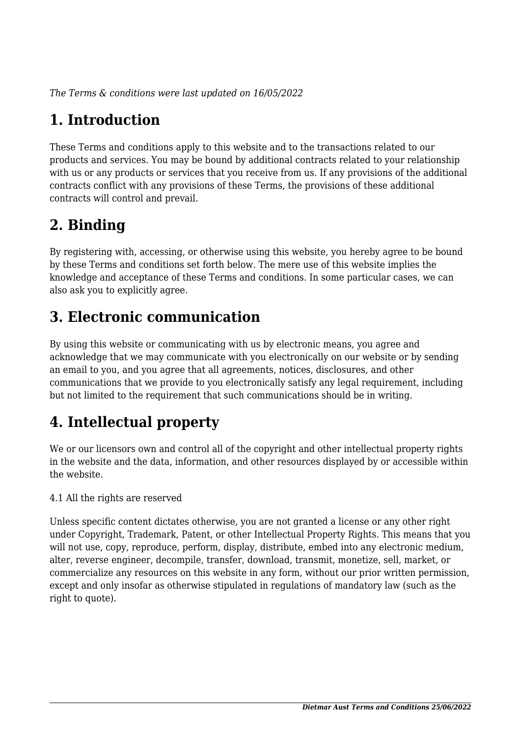*The Terms & conditions were last updated on 16/05/2022*

# 1. Introduction

These Terms and conditions apply to this website and to the transactions related to our products and services. You may be bound by additional contracts related to your relationship with us or any products or services that you receive from us. If any provisions of the additional contracts conflict with any provisions of these Terms, the provisions of these additional contracts will control and prevail.

# 2. Binding

By registering with, accessing, or otherwise using this website, you hereby agree to be bound by these Terms and conditions set forth below. The mere use of this website implies the knowledge and acceptance of these Terms and conditions. In some particular cases, we can also ask you to explicitly agree.

# 3. Electronic communication

By using this website or communicating with us by electronic means, you agree and acknowledge that we may communicate with you electronically on our website or by sending an email to you, and you agree that all agreements, notices, disclosures, and other communications that we provide to you electronically satisfy any legal requirement, including but not limited to the requirement that such communications should be in writing.

# 4. Intellectual property

We or our licensors own and control all of the copyright and other intellectual property rights in the website and the data, information, and other resources displayed by or accessible within the website.

4.1 All the rights are reserved

Unless specific content dictates otherwise, you are not granted a license or any other right under Copyright, Trademark, Patent, or other Intellectual Property Rights. This means that you will not use, copy, reproduce, perform, display, distribute, embed into any electronic medium, alter, reverse engineer, decompile, transfer, download, transmit, monetize, sell, market, or commercialize any resources on this website in any form, without our prior written permission, except and only insofar as otherwise stipulated in regulations of mandatory law (such as the right to quote).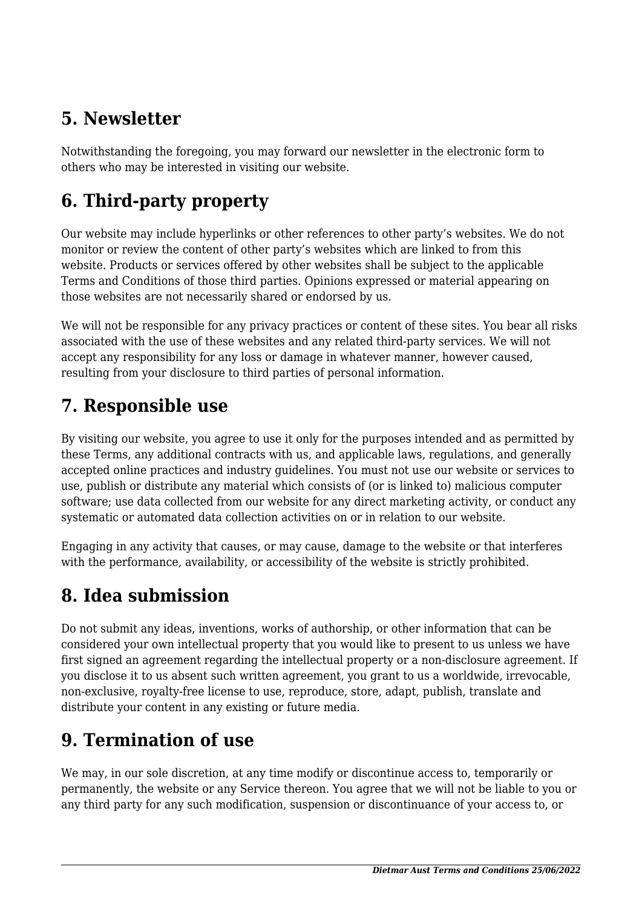## 5. Newsletter

Notwithstanding the foregoing, you may forward our newsletter in the electronic form to others who may be interested in visiting our website.

## 6. Third-party property

Our website may include hyperlinks or other references to other party's websites. We do not monitor or review the content of other party's websites which are linked to from this website. Products or services offered by other websites shall be subject to the applicable Terms and Conditions of those third parties. Opinions expressed or material appearing on those websites are not necessarily shared or endorsed by us.

We will not be responsible for any privacy practices or content of these sites. You bear all risks associated with the use of these websites and any related third-party services. We will not accept any responsibility for any loss or damage in whatever manner, however caused, resulting from your disclosure to third parties of personal information.

## 7. Responsible use

By visiting our website, you agree to use it only for the purposes intended and as permitted by these Terms, any additional contracts with us, and applicable laws, regulations, and generally accepted online practices and industry guidelines. You must not use our website or services to use, publish or distribute any material which consists of (or is linked to) malicious computer software; use data collected from our website for any direct marketing activity, or conduct any systematic or automated data collection activities on or in relation to our website.

Engaging in any activity that causes, or may cause, damage to the website or that interferes with the performance, availability, or accessibility of the website is strictly prohibited.

## 8. Idea submission

Do not submit any ideas, inventions, works of authorship, or other information that can be considered your own intellectual property that you would like to present to us unless we have first signed an agreement regarding the intellectual property or a non-disclosure agreement. If you disclose it to us absent such written agreement, you grant to us a worldwide, irrevocable, non-exclusive, royalty-free license to use, reproduce, store, adapt, publish, translate and distribute your content in any existing or future media.

## 9. Termination of use

We may, in our sole discretion, at any time modify or discontinue access to, temporarily or permanently, the website or any Service thereon. You agree that we will not be liable to you or any third party for any such modification, suspension or discontinuance of your access to, or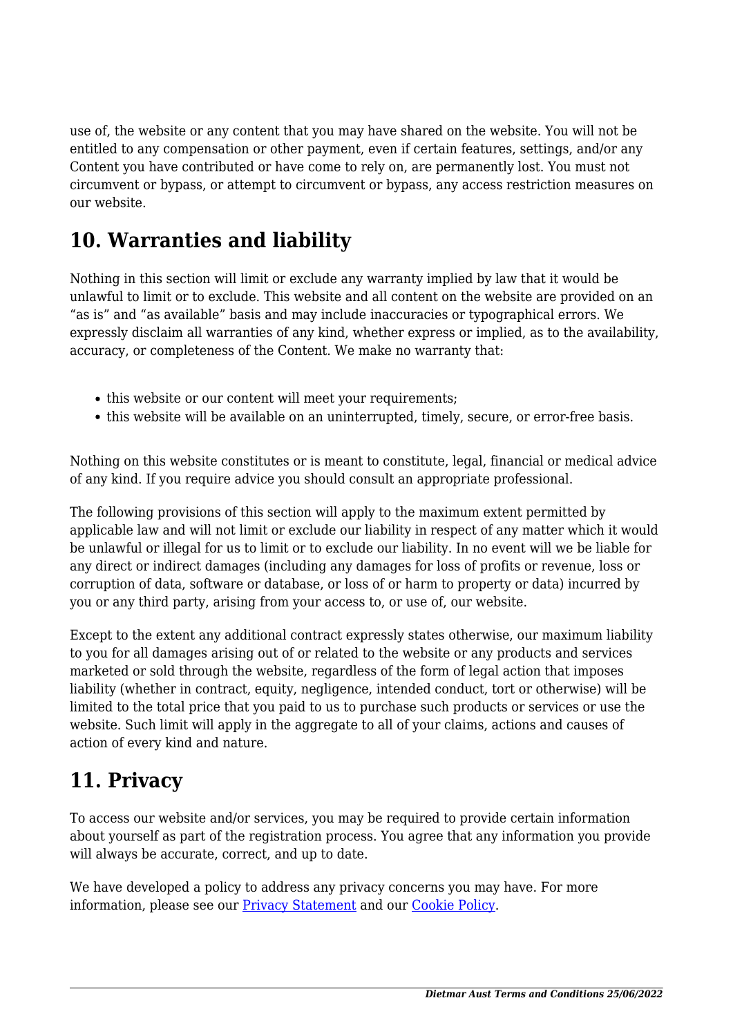use of, the website or any content that you may have shared on the website. You will not be entitled to any compensation or other payment, even if certain features, settings, and/or any Content you have contributed or have come to rely on, are permanently lost. You must not circumvent or bypass, or attempt to circumvent or bypass, any access restriction measures on our website.

## 10. Warranties and liability

Nothing in this section will limit or exclude any warranty implied by law that it would be unlawful to limit or to exclude. This website and all content on the website are provided on an "as is" and "as available" basis and may include inaccuracies or typographical errors. We expressly disclaim all warranties of any kind, whether express or implied, as to the availability, accuracy, or completeness of the Content. We make no warranty that:

- this website or our content will meet your requirements;
- this website will be available on an uninterrupted, timely, secure, or error-free basis.

Nothing on this website constitutes or is meant to constitute, legal, financial or medical advice of any kind. If you require advice you should consult an appropriate professional.

The following provisions of this section will apply to the maximum extent permitted by applicable law and will not limit or exclude our liability in respect of any matter which it would be unlawful or illegal for us to limit or to exclude our liability. In no event will we be liable for any direct or indirect damages (including any damages for loss of profits or revenue, loss or corruption of data, software or database, or loss of or harm to property or data) incurred by you or any third party, arising from your access to, or use of, our website.

Except to the extent any additional contract expressly states otherwise, our maximum liability to you for all damages arising out of or related to the website or any products and services marketed or sold through the website, regardless of the form of legal action that imposes liability (whether in contract, equity, negligence, intended conduct, tort or otherwise) will be limited to the total price that you paid to us to purchase such products or services or use the website. Such limit will apply in the aggregate to all of your claims, actions and causes of action of every kind and nature.

## 11. Privacy

To access our website and/or services, you may be required to provide certain information about yourself as part of the registration process. You agree that any information you provide will always be accurate, correct, and up to date.

We have developed a policy to address any privacy concerns you may have. For more information, please see our [Privacy Statement] and our [Cookie Policy].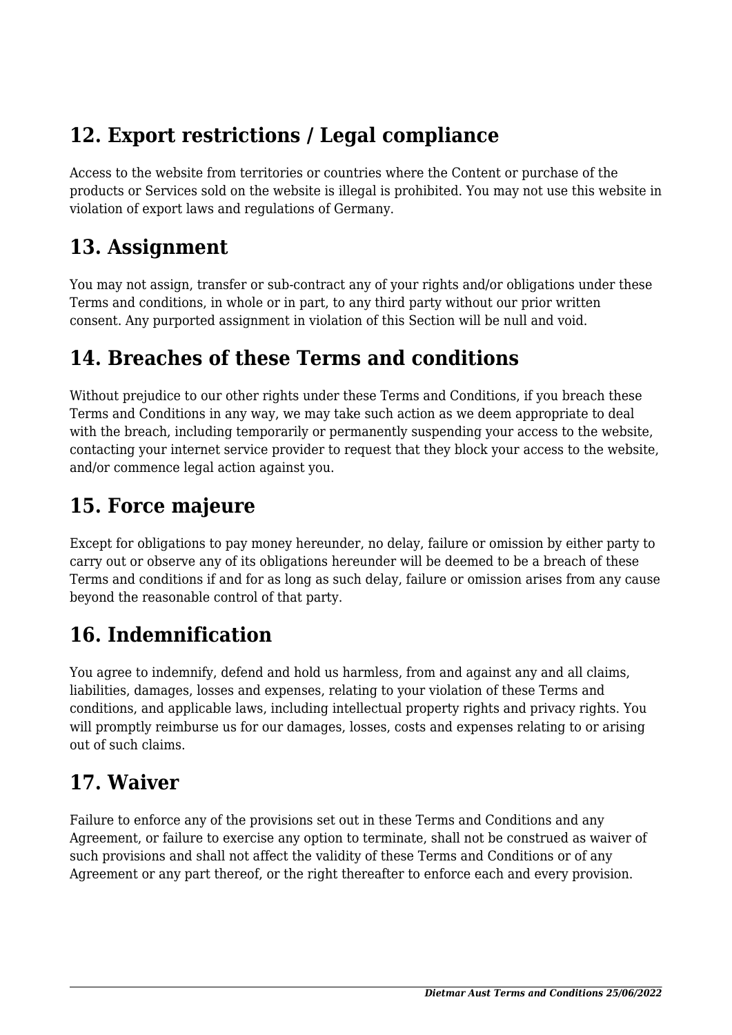## 12. Export restrictions / Legal compliance

Access to the website from territories or countries where the Content or purchase of the products or Services sold on the website is illegal is prohibited. You may not use this website in violation of export laws and regulations of Germany.

## 13. Assignment

You may not assign, transfer or sub-contract any of your rights and/or obligations under these Terms and conditions, in whole or in part, to any third party without our prior written consent. Any purported assignment in violation of this Section will be null and void.

## 14. Breaches of these Terms and conditions

Without prejudice to our other rights under these Terms and Conditions, if you breach these Terms and Conditions in any way, we may take such action as we deem appropriate to deal with the breach, including temporarily or permanently suspending your access to the website, contacting your internet service provider to request that they block your access to the website, and/or commence legal action against you.

## 15. Force majeure

Except for obligations to pay money hereunder, no delay, failure or omission by either party to carry out or observe any of its obligations hereunder will be deemed to be a breach of these Terms and conditions if and for as long as such delay, failure or omission arises from any cause beyond the reasonable control of that party.

## 16. Indemnification

You agree to indemnify, defend and hold us harmless, from and against any and all claims, liabilities, damages, losses and expenses, relating to your violation of these Terms and conditions, and applicable laws, including intellectual property rights and privacy rights. You will promptly reimburse us for our damages, losses, costs and expenses relating to or arising out of such claims.

## 17. Waiver

Failure to enforce any of the provisions set out in these Terms and Conditions and any Agreement, or failure to exercise any option to terminate, shall not be construed as waiver of such provisions and shall not affect the validity of these Terms and Conditions or of any Agreement or any part thereof, or the right thereafter to enforce each and every provision.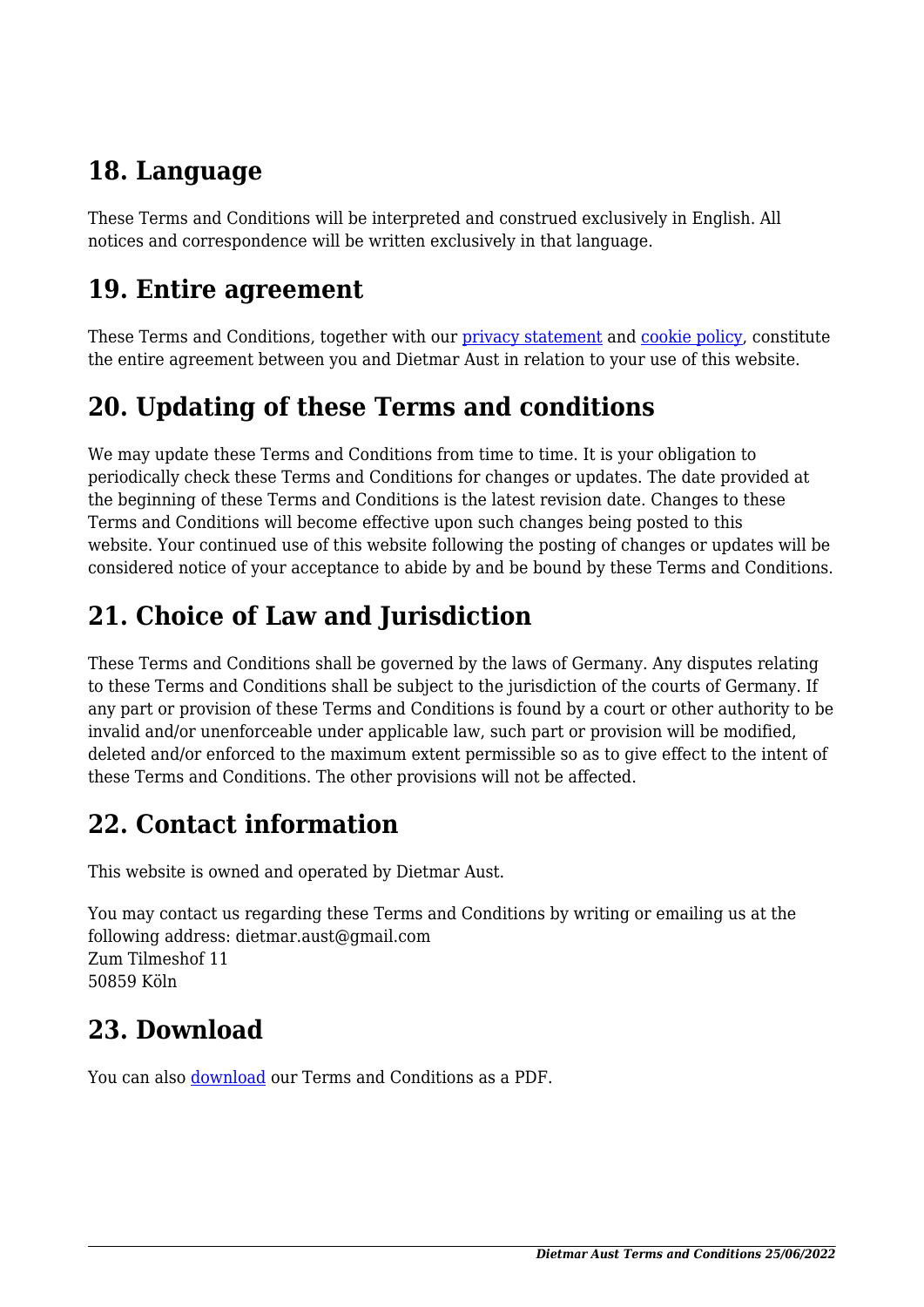## 18. Language

These Terms and Conditions will be interpreted and construed exclusively in English. All notices and correspondence will be written exclusively in that language.

## 19. Entire agreement

These Terms and Conditions, together with our privacy statement and cookie policy, constitute the entire agreement between you and Dietmar Aust in relation to your use of this website.

## 20. Updating of these Terms and conditions

We may update these Terms and Conditions from time to time. It is your obligation to periodically check these Terms and Conditions for changes or updates. The date provided at the beginning of these Terms and Conditions is the latest revision date. Changes to these Terms and Conditions will become effective upon such changes being posted to this website. Your continued use of this website following the posting of changes or updates will be considered notice of your acceptance to abide by and be bound by these Terms and Conditions.

## 21. Choice of Law and Jurisdiction

These Terms and Conditions shall be governed by the laws of Germany. Any disputes relating to these Terms and Conditions shall be subject to the jurisdiction of the courts of Germany. If any part or provision of these Terms and Conditions is found by a court or other authority to be invalid and/or unenforceable under applicable law, such part or provision will be modified, deleted and/or enforced to the maximum extent permissible so as to give effect to the intent of these Terms and Conditions. The other provisions will not be affected.

## 22. Contact information

This website is owned and operated by Dietmar Aust.

You may contact us regarding these Terms and Conditions by writing or emailing us at the following address: dietmar.aust@gmail.com
Zum Tilmeshof 11
50859 Köln

## 23. Download

You can also download our Terms and Conditions as a PDF.